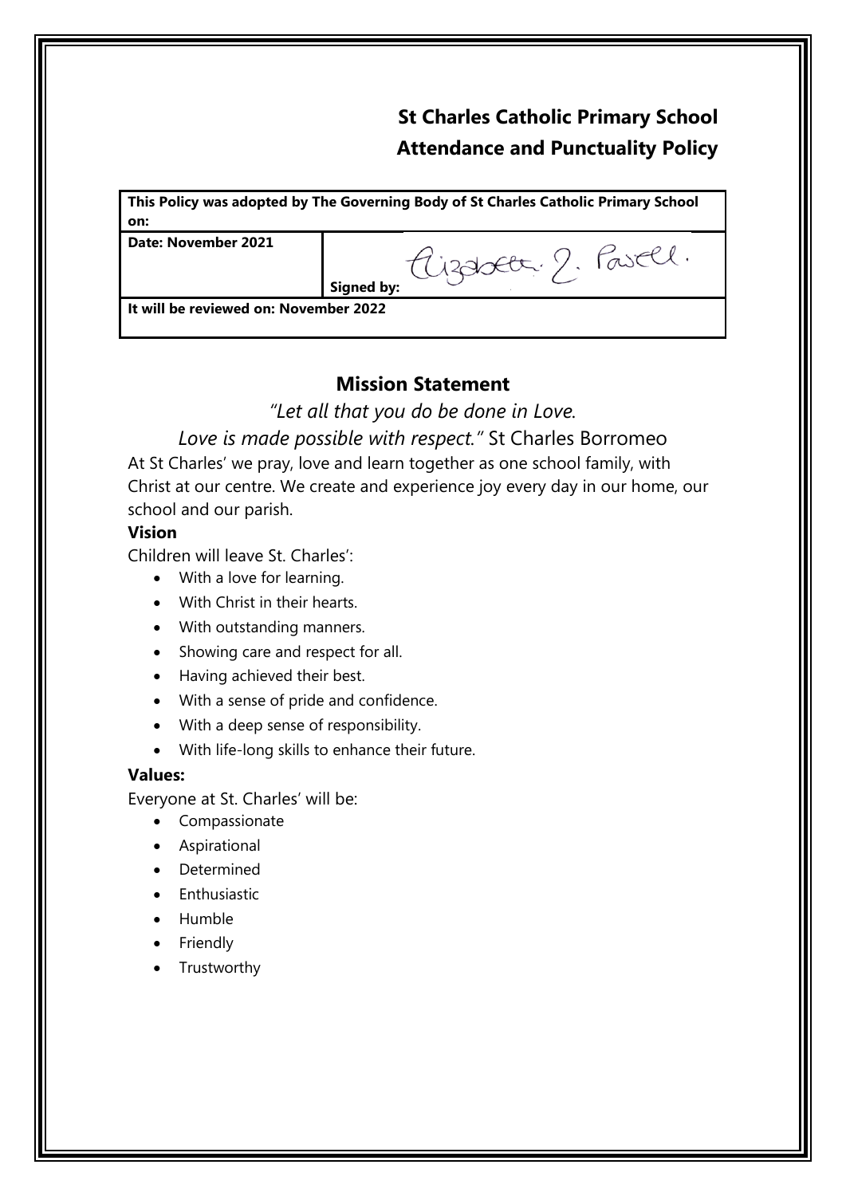# St Charles Catholic Primary School
# Attendance and Punctuality Policy

| This Policy was adopted by The Governing Body of St Charles Catholic Primary School on: | |
|---|---|
| Date: November 2021 | Signed by: Elizabeth J. Powell. |
| It will be reviewed on: November 2022 | |

## Mission Statement

*"Let all that you do be done in Love.*

*Love is made possible with respect."* St Charles Borromeo

At St Charles' we pray, love and learn together as one school family, with Christ at our centre. We create and experience joy every day in our home, our school and our parish.

**Vision**

Children will leave St. Charles':

- With a love for learning.
- With Christ in their hearts.
- With outstanding manners.
- Showing care and respect for all.
- Having achieved their best.
- With a sense of pride and confidence.
- With a deep sense of responsibility.
- With life-long skills to enhance their future.

**Values:**

Everyone at St. Charles' will be:

- Compassionate
- Aspirational
- Determined
- Enthusiastic
- Humble
- Friendly
- Trustworthy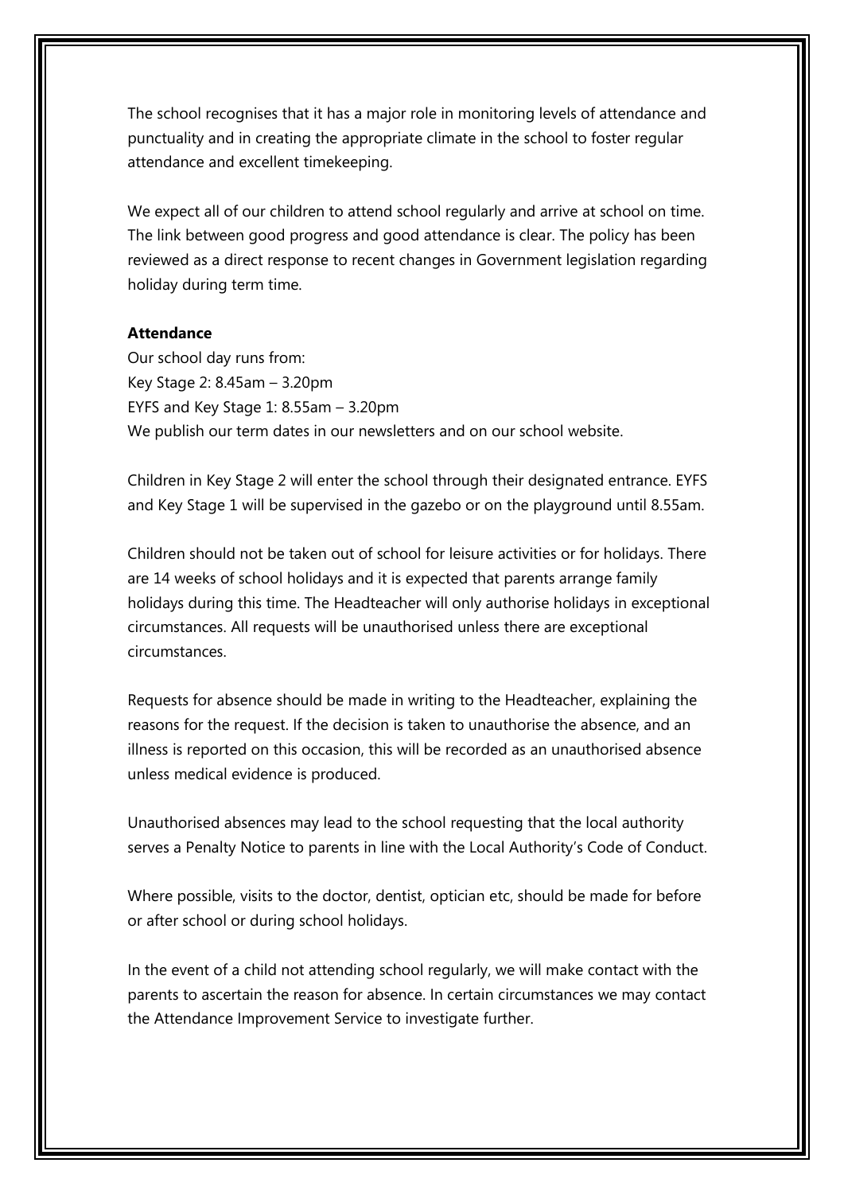The school recognises that it has a major role in monitoring levels of attendance and punctuality and in creating the appropriate climate in the school to foster regular attendance and excellent timekeeping.

We expect all of our children to attend school regularly and arrive at school on time. The link between good progress and good attendance is clear. The policy has been reviewed as a direct response to recent changes in Government legislation regarding holiday during term time.

**Attendance**

Our school day runs from:
Key Stage 2: 8.45am – 3.20pm
EYFS and Key Stage 1: 8.55am – 3.20pm
We publish our term dates in our newsletters and on our school website.

Children in Key Stage 2 will enter the school through their designated entrance. EYFS and Key Stage 1 will be supervised in the gazebo or on the playground until 8.55am.

Children should not be taken out of school for leisure activities or for holidays. There are 14 weeks of school holidays and it is expected that parents arrange family holidays during this time. The Headteacher will only authorise holidays in exceptional circumstances. All requests will be unauthorised unless there are exceptional circumstances.

Requests for absence should be made in writing to the Headteacher, explaining the reasons for the request. If the decision is taken to unauthorise the absence, and an illness is reported on this occasion, this will be recorded as an unauthorised absence unless medical evidence is produced.

Unauthorised absences may lead to the school requesting that the local authority serves a Penalty Notice to parents in line with the Local Authority's Code of Conduct.

Where possible, visits to the doctor, dentist, optician etc, should be made for before or after school or during school holidays.

In the event of a child not attending school regularly, we will make contact with the parents to ascertain the reason for absence. In certain circumstances we may contact the Attendance Improvement Service to investigate further.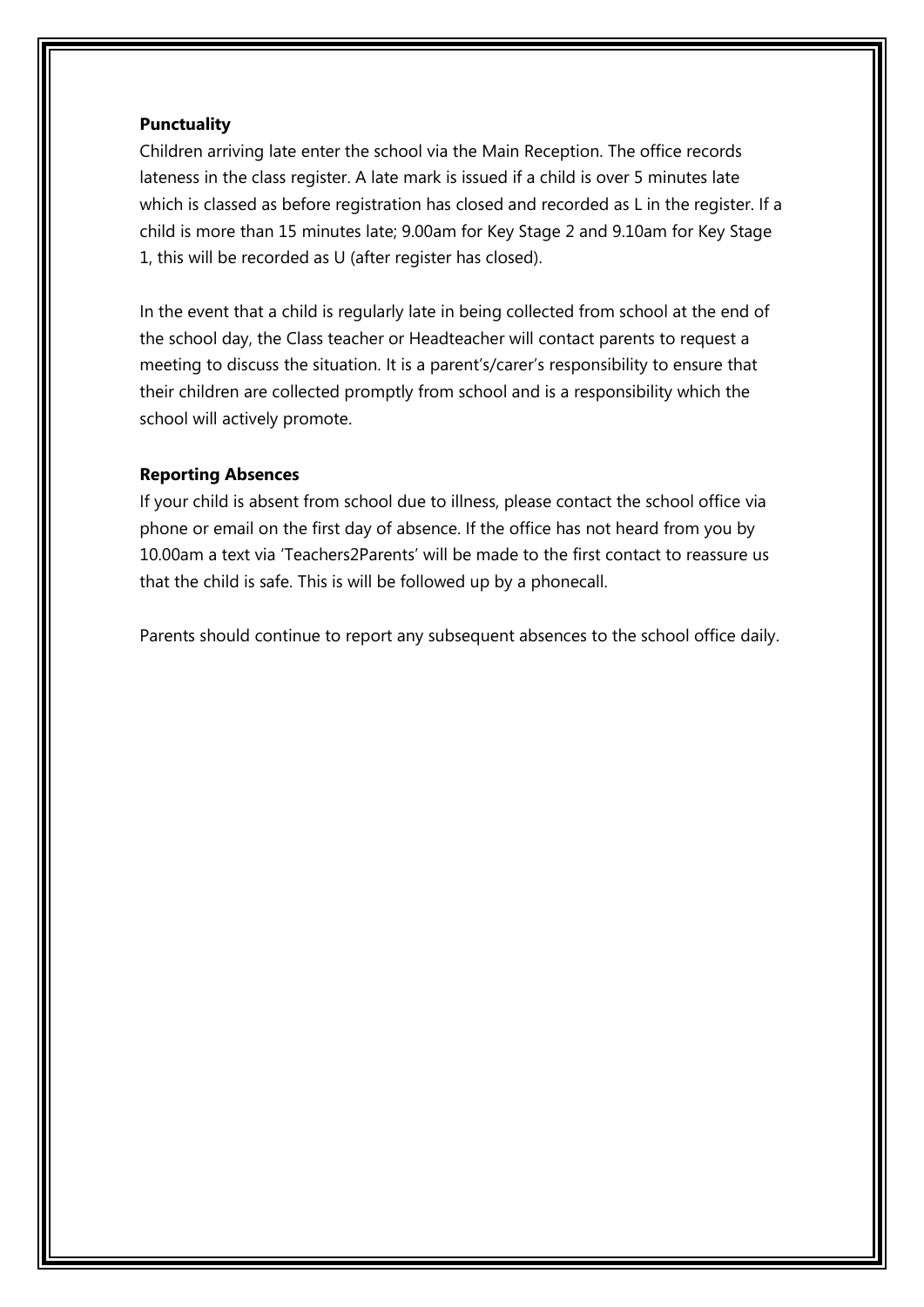**Punctuality**

Children arriving late enter the school via the Main Reception. The office records lateness in the class register. A late mark is issued if a child is over 5 minutes late which is classed as before registration has closed and recorded as L in the register. If a child is more than 15 minutes late; 9.00am for Key Stage 2 and 9.10am for Key Stage 1, this will be recorded as U (after register has closed).

In the event that a child is regularly late in being collected from school at the end of the school day, the Class teacher or Headteacher will contact parents to request a meeting to discuss the situation. It is a parent's/carer's responsibility to ensure that their children are collected promptly from school and is a responsibility which the school will actively promote.

**Reporting Absences**

If your child is absent from school due to illness, please contact the school office via phone or email on the first day of absence. If the office has not heard from you by 10.00am a text via 'Teachers2Parents' will be made to the first contact to reassure us that the child is safe. This is will be followed up by a phonecall.

Parents should continue to report any subsequent absences to the school office daily.